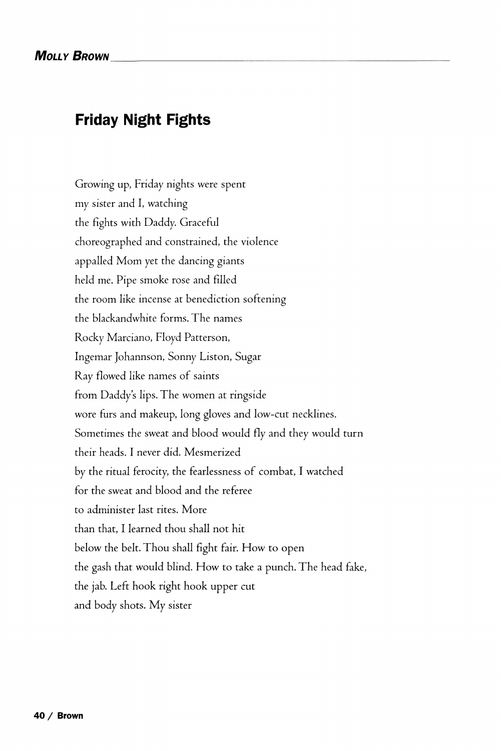# Friday Night Fights

Growing up, Friday nights were spent  
my sister and I, watching  
the fights with Daddy. Graceful  
choreographed and constrained, the violence  
appalled Mom yet the dancing giants  
held me. Pipe smoke rose and filled  
the room like incense at benediction softening  
the blackandwhite forms. The names  
Rocky Marciano, Floyd Patterson,  
Ingemar Johannson, Sonny Liston, Sugar  
Ray flowed like names of saints  
from Daddy's lips. The women at ringside  
wore furs and makeup, long gloves and low-cut necklines.  
Sometimes the sweat and blood would fly and they would turn  
their heads. I never did. Mesmerized  
by the ritual ferocity, the fearlessness of combat, I watched  
for the sweat and blood and the referee  
to administer last rites. More  
than that, I learned thou shall not hit  
below the belt. Thou shall fight fair. How to open  
the gash that would blind. How to take a punch. The head fake,  
the jab. Left hook right hook upper cut  
and body shots. My sister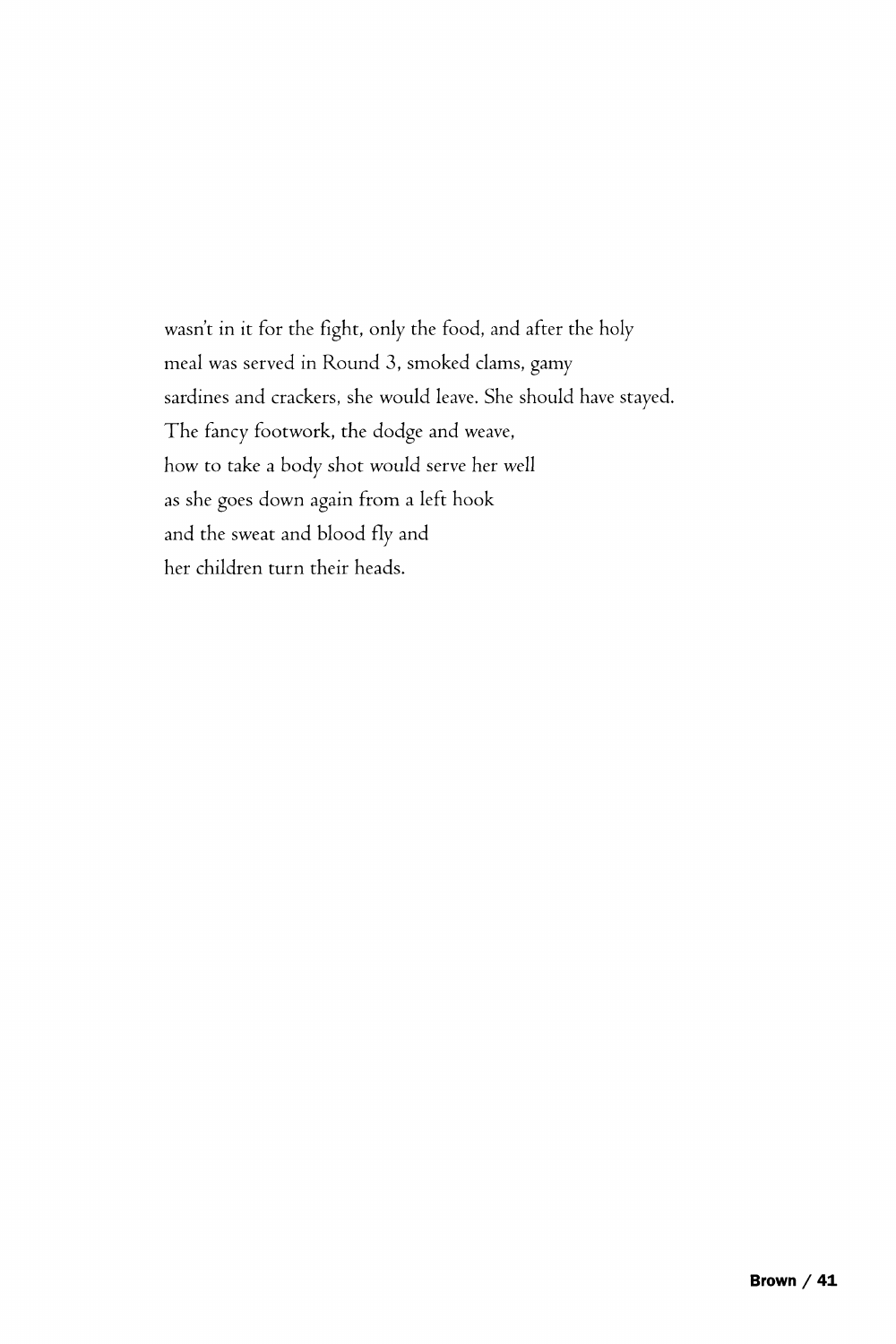wasn't in it for the fight, only the food, and after the holy  
meal was served in Round 3, smoked clams, gamy  
sardines and crackers, she would leave. She should have stayed.  
The fancy footwork, the dodge and weave,  
how to take a body shot would serve her well  
as she goes down again from a left hook  
and the sweat and blood fly and  
her children turn their heads.